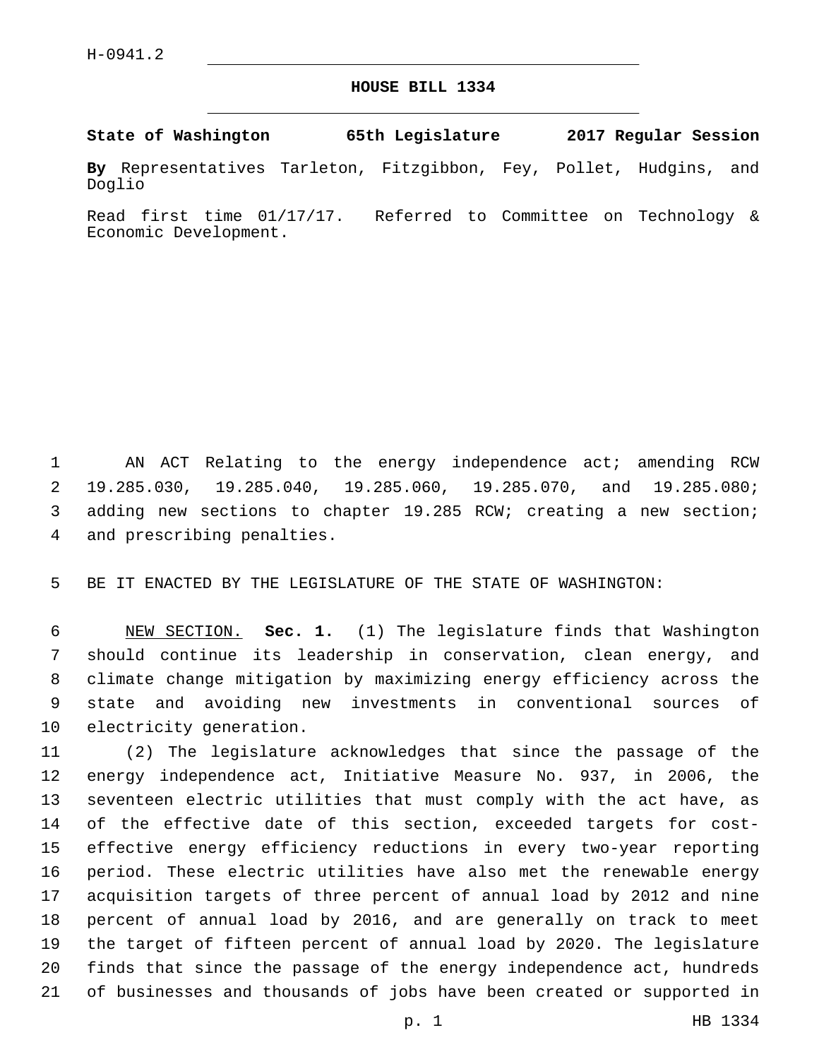H-0941.2

# HOUSE BILL 1334

**State of Washington 65th Legislature 2017 Regular Session**

**By** Representatives Tarleton, Fitzgibbon, Fey, Pollet, Hudgins, and Doglio

Read first time 01/17/17. Referred to Committee on Technology & Economic Development.

AN ACT Relating to the energy independence act; amending RCW 19.285.030, 19.285.040, 19.285.060, 19.285.070, and 19.285.080; adding new sections to chapter 19.285 RCW; creating a new section; and prescribing penalties.

BE IT ENACTED BY THE LEGISLATURE OF THE STATE OF WASHINGTON:

NEW SECTION. **Sec. 1.** (1) The legislature finds that Washington should continue its leadership in conservation, clean energy, and climate change mitigation by maximizing energy efficiency across the state and avoiding new investments in conventional sources of electricity generation.

(2) The legislature acknowledges that since the passage of the energy independence act, Initiative Measure No. 937, in 2006, the seventeen electric utilities that must comply with the act have, as of the effective date of this section, exceeded targets for cost-effective energy efficiency reductions in every two-year reporting period. These electric utilities have also met the renewable energy acquisition targets of three percent of annual load by 2012 and nine percent of annual load by 2016, and are generally on track to meet the target of fifteen percent of annual load by 2020. The legislature finds that since the passage of the energy independence act, hundreds of businesses and thousands of jobs have been created or supported in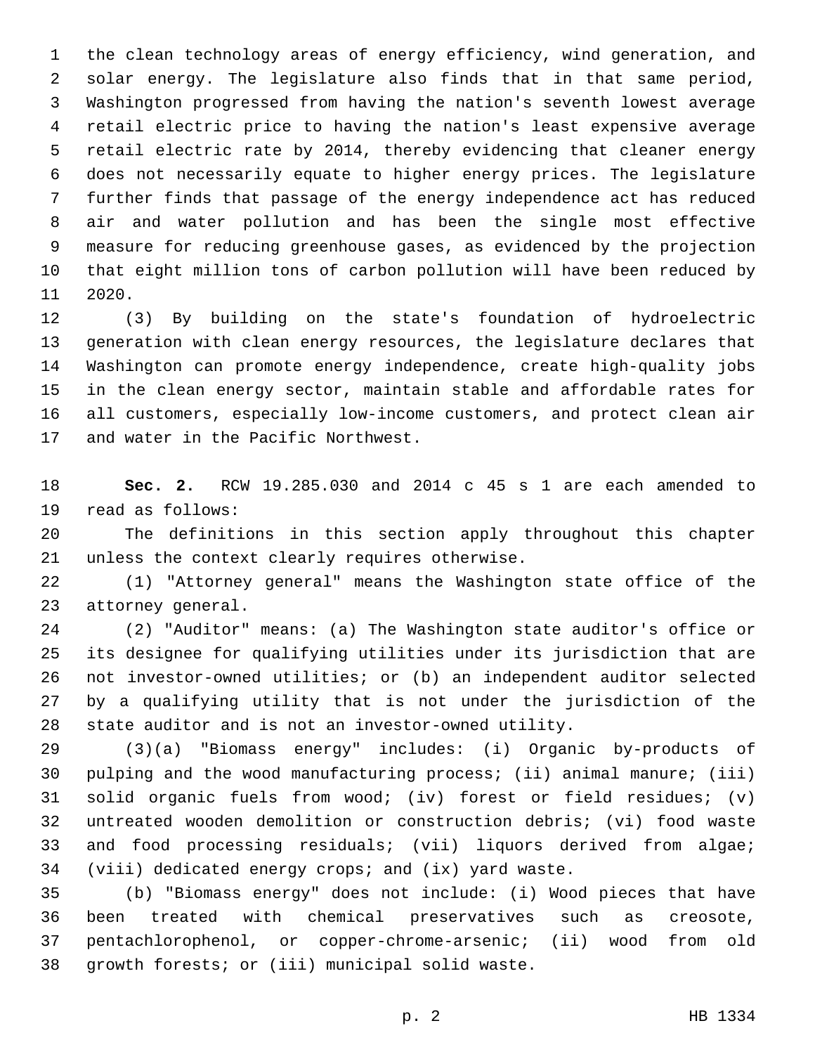the clean technology areas of energy efficiency, wind generation, and solar energy. The legislature also finds that in that same period, Washington progressed from having the nation's seventh lowest average retail electric price to having the nation's least expensive average retail electric rate by 2014, thereby evidencing that cleaner energy does not necessarily equate to higher energy prices. The legislature further finds that passage of the energy independence act has reduced air and water pollution and has been the single most effective measure for reducing greenhouse gases, as evidenced by the projection that eight million tons of carbon pollution will have been reduced by 2020.

(3) By building on the state's foundation of hydroelectric generation with clean energy resources, the legislature declares that Washington can promote energy independence, create high-quality jobs in the clean energy sector, maintain stable and affordable rates for all customers, especially low-income customers, and protect clean air and water in the Pacific Northwest.

**Sec. 2.** RCW 19.285.030 and 2014 c 45 s 1 are each amended to read as follows:

The definitions in this section apply throughout this chapter unless the context clearly requires otherwise.

(1) "Attorney general" means the Washington state office of the attorney general.

(2) "Auditor" means: (a) The Washington state auditor's office or its designee for qualifying utilities under its jurisdiction that are not investor-owned utilities; or (b) an independent auditor selected by a qualifying utility that is not under the jurisdiction of the state auditor and is not an investor-owned utility.

(3)(a) "Biomass energy" includes: (i) Organic by-products of pulping and the wood manufacturing process; (ii) animal manure; (iii) solid organic fuels from wood; (iv) forest or field residues; (v) untreated wooden demolition or construction debris; (vi) food waste and food processing residuals; (vii) liquors derived from algae; (viii) dedicated energy crops; and (ix) yard waste.

(b) "Biomass energy" does not include: (i) Wood pieces that have been treated with chemical preservatives such as creosote, pentachlorophenol, or copper-chrome-arsenic; (ii) wood from old growth forests; or (iii) municipal solid waste.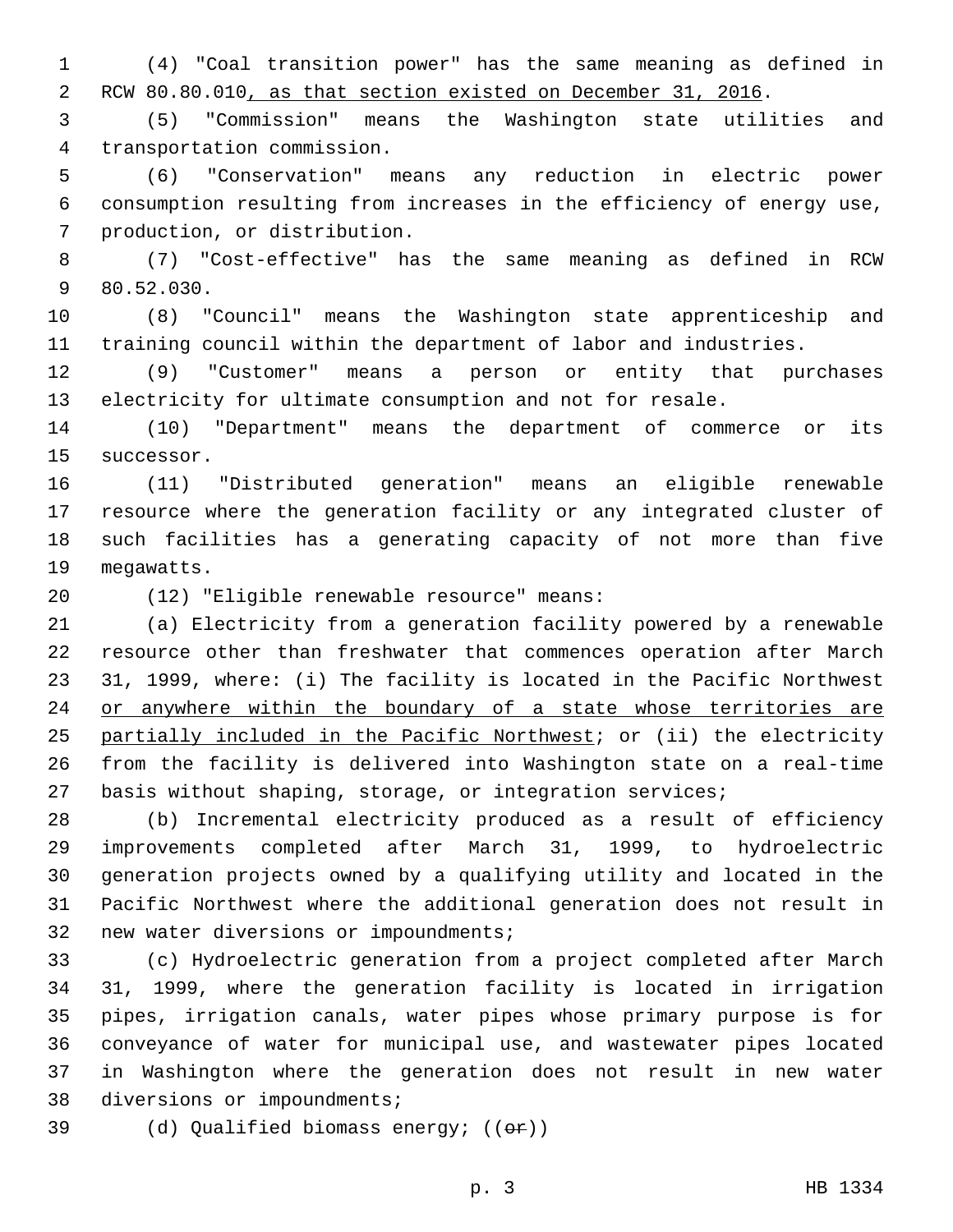(4) "Coal transition power" has the same meaning as defined in RCW 80.80.010, as that section existed on December 31, 2016.

(5) "Commission" means the Washington state utilities and transportation commission.

(6) "Conservation" means any reduction in electric power consumption resulting from increases in the efficiency of energy use, production, or distribution.

(7) "Cost-effective" has the same meaning as defined in RCW 80.52.030.

(8) "Council" means the Washington state apprenticeship and training council within the department of labor and industries.

(9) "Customer" means a person or entity that purchases electricity for ultimate consumption and not for resale.

(10) "Department" means the department of commerce or its successor.

(11) "Distributed generation" means an eligible renewable resource where the generation facility or any integrated cluster of such facilities has a generating capacity of not more than five megawatts.

(12) "Eligible renewable resource" means:

(a) Electricity from a generation facility powered by a renewable resource other than freshwater that commences operation after March 31, 1999, where: (i) The facility is located in the Pacific Northwest or anywhere within the boundary of a state whose territories are partially included in the Pacific Northwest; or (ii) the electricity from the facility is delivered into Washington state on a real-time basis without shaping, storage, or integration services;

(b) Incremental electricity produced as a result of efficiency improvements completed after March 31, 1999, to hydroelectric generation projects owned by a qualifying utility and located in the Pacific Northwest where the additional generation does not result in new water diversions or impoundments;

(c) Hydroelectric generation from a project completed after March 31, 1999, where the generation facility is located in irrigation pipes, irrigation canals, water pipes whose primary purpose is for conveyance of water for municipal use, and wastewater pipes located in Washington where the generation does not result in new water diversions or impoundments;

(d) Qualified biomass energy; ((~~or~~))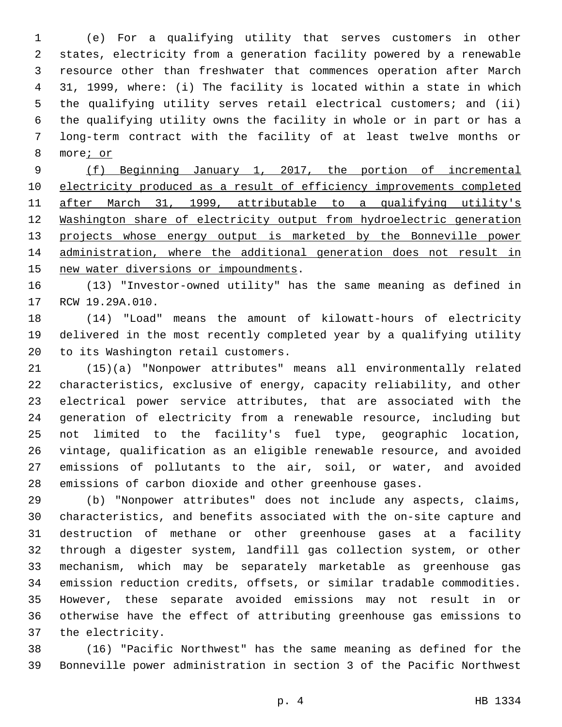(e) For a qualifying utility that serves customers in other states, electricity from a generation facility powered by a renewable resource other than freshwater that commences operation after March 31, 1999, where: (i) The facility is located within a state in which the qualifying utility serves retail electrical customers; and (ii) the qualifying utility owns the facility in whole or in part or has a long-term contract with the facility of at least twelve months or more<u>; or</u>

<u>(f) Beginning January 1, 2017, the portion of incremental electricity produced as a result of efficiency improvements completed after March 31, 1999, attributable to a qualifying utility's Washington share of electricity output from hydroelectric generation projects whose energy output is marketed by the Bonneville power administration, where the additional generation does not result in new water diversions or impoundments</u>.

(13) "Investor-owned utility" has the same meaning as defined in RCW 19.29A.010.

(14) "Load" means the amount of kilowatt-hours of electricity delivered in the most recently completed year by a qualifying utility to its Washington retail customers.

(15)(a) "Nonpower attributes" means all environmentally related characteristics, exclusive of energy, capacity reliability, and other electrical power service attributes, that are associated with the generation of electricity from a renewable resource, including but not limited to the facility's fuel type, geographic location, vintage, qualification as an eligible renewable resource, and avoided emissions of pollutants to the air, soil, or water, and avoided emissions of carbon dioxide and other greenhouse gases.

(b) "Nonpower attributes" does not include any aspects, claims, characteristics, and benefits associated with the on-site capture and destruction of methane or other greenhouse gases at a facility through a digester system, landfill gas collection system, or other mechanism, which may be separately marketable as greenhouse gas emission reduction credits, offsets, or similar tradable commodities. However, these separate avoided emissions may not result in or otherwise have the effect of attributing greenhouse gas emissions to the electricity.

(16) "Pacific Northwest" has the same meaning as defined for the Bonneville power administration in section 3 of the Pacific Northwest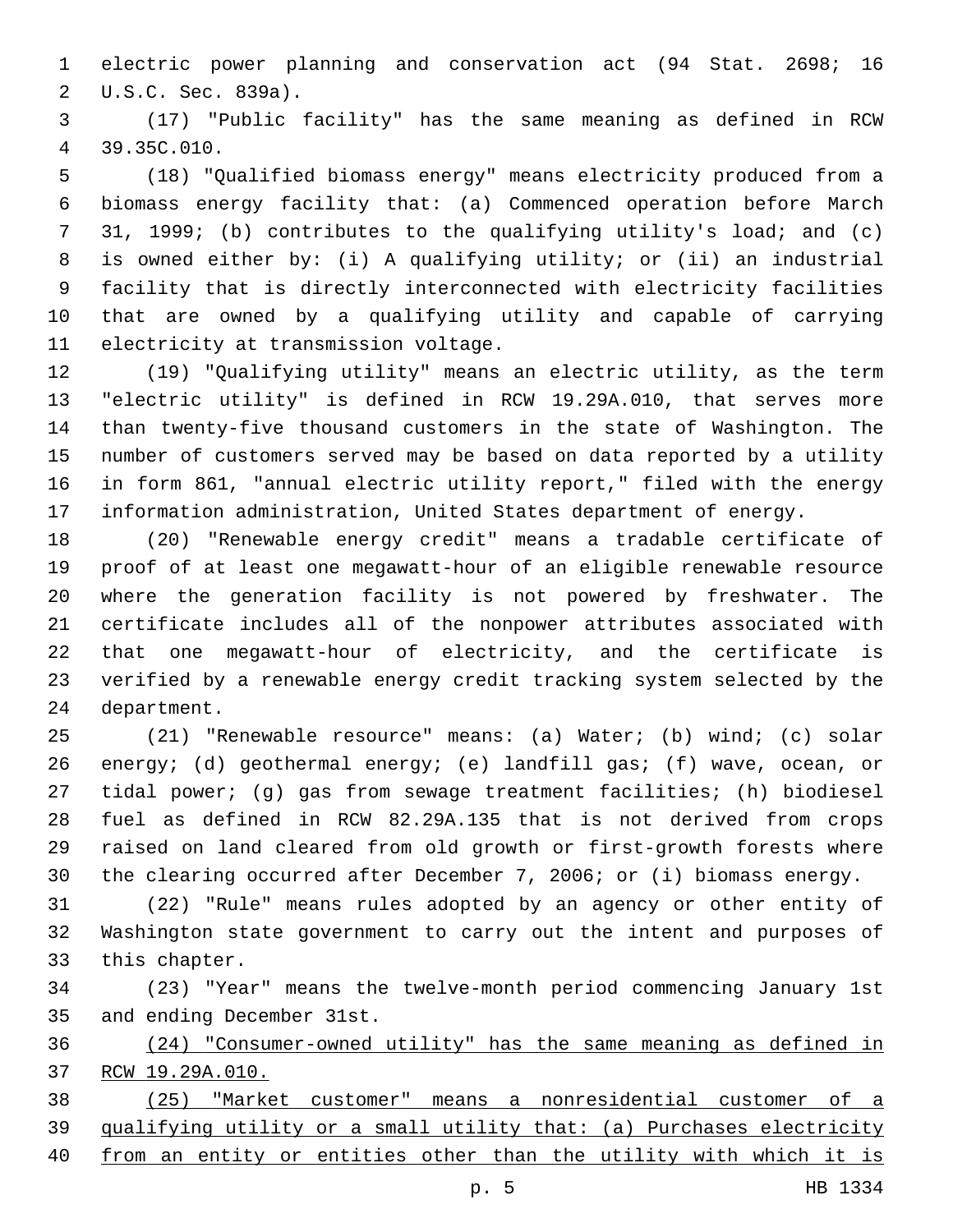electric power planning and conservation act (94 Stat. 2698; 16 U.S.C. Sec. 839a).

(17) "Public facility" has the same meaning as defined in RCW 39.35C.010.

(18) "Qualified biomass energy" means electricity produced from a biomass energy facility that: (a) Commenced operation before March 31, 1999; (b) contributes to the qualifying utility's load; and (c) is owned either by: (i) A qualifying utility; or (ii) an industrial facility that is directly interconnected with electricity facilities that are owned by a qualifying utility and capable of carrying electricity at transmission voltage.

(19) "Qualifying utility" means an electric utility, as the term "electric utility" is defined in RCW 19.29A.010, that serves more than twenty-five thousand customers in the state of Washington. The number of customers served may be based on data reported by a utility in form 861, "annual electric utility report," filed with the energy information administration, United States department of energy.

(20) "Renewable energy credit" means a tradable certificate of proof of at least one megawatt-hour of an eligible renewable resource where the generation facility is not powered by freshwater. The certificate includes all of the nonpower attributes associated with that one megawatt-hour of electricity, and the certificate is verified by a renewable energy credit tracking system selected by the department.

(21) "Renewable resource" means: (a) Water; (b) wind; (c) solar energy; (d) geothermal energy; (e) landfill gas; (f) wave, ocean, or tidal power; (g) gas from sewage treatment facilities; (h) biodiesel fuel as defined in RCW 82.29A.135 that is not derived from crops raised on land cleared from old growth or first-growth forests where the clearing occurred after December 7, 2006; or (i) biomass energy.

(22) "Rule" means rules adopted by an agency or other entity of Washington state government to carry out the intent and purposes of this chapter.

(23) "Year" means the twelve-month period commencing January 1st and ending December 31st.

<u>(24) "Consumer-owned utility" has the same meaning as defined in RCW 19.29A.010.</u>

<u>(25) "Market customer" means a nonresidential customer of a qualifying utility or a small utility that: (a) Purchases electricity from an entity or entities other than the utility with which it is</u>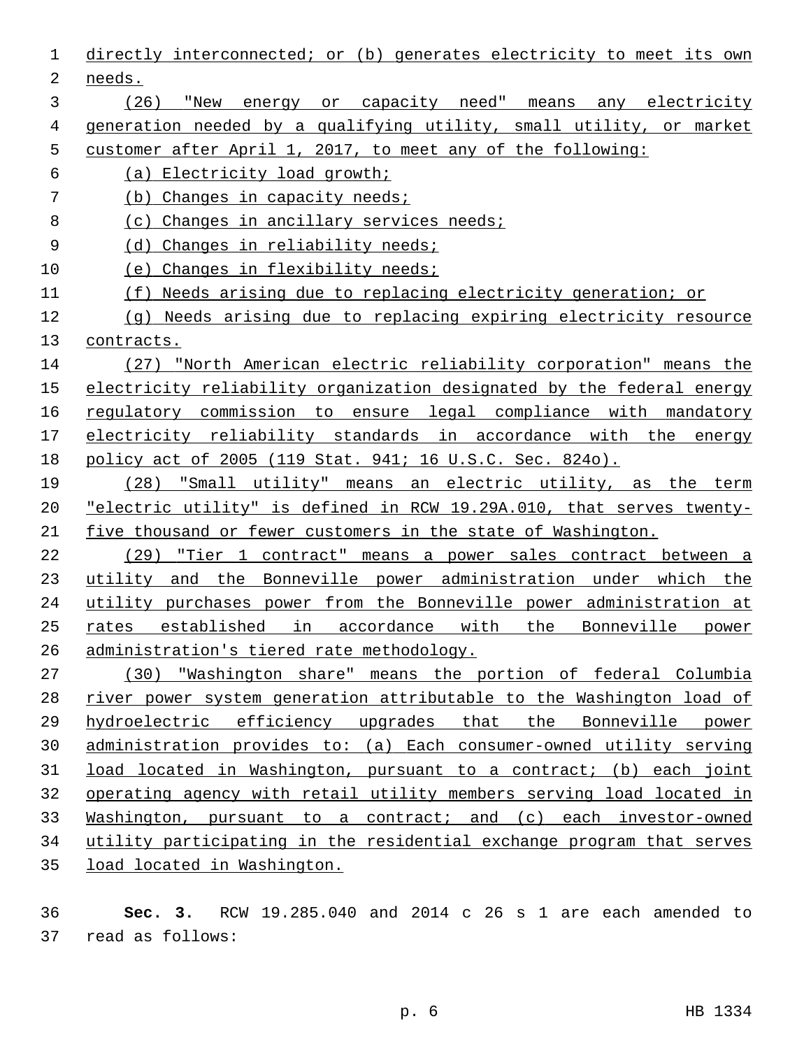directly interconnected; or (b) generates electricity to meet its own needs.

(26) "New energy or capacity need" means any electricity generation needed by a qualifying utility, small utility, or market customer after April 1, 2017, to meet any of the following:

(a) Electricity load growth;

(b) Changes in capacity needs;

(c) Changes in ancillary services needs;

(d) Changes in reliability needs;

(e) Changes in flexibility needs;

(f) Needs arising due to replacing electricity generation; or

(g) Needs arising due to replacing expiring electricity resource contracts.

(27) "North American electric reliability corporation" means the electricity reliability organization designated by the federal energy regulatory commission to ensure legal compliance with mandatory electricity reliability standards in accordance with the energy policy act of 2005 (119 Stat. 941; 16 U.S.C. Sec. 824o).

(28) "Small utility" means an electric utility, as the term "electric utility" is defined in RCW 19.29A.010, that serves twenty-five thousand or fewer customers in the state of Washington.

(29) "Tier 1 contract" means a power sales contract between a utility and the Bonneville power administration under which the utility purchases power from the Bonneville power administration at rates established in accordance with the Bonneville power administration's tiered rate methodology.

(30) "Washington share" means the portion of federal Columbia river power system generation attributable to the Washington load of hydroelectric efficiency upgrades that the Bonneville power administration provides to: (a) Each consumer-owned utility serving load located in Washington, pursuant to a contract; (b) each joint operating agency with retail utility members serving load located in Washington, pursuant to a contract; and (c) each investor-owned utility participating in the residential exchange program that serves load located in Washington.

**Sec. 3.** RCW 19.285.040 and 2014 c 26 s 1 are each amended to read as follows: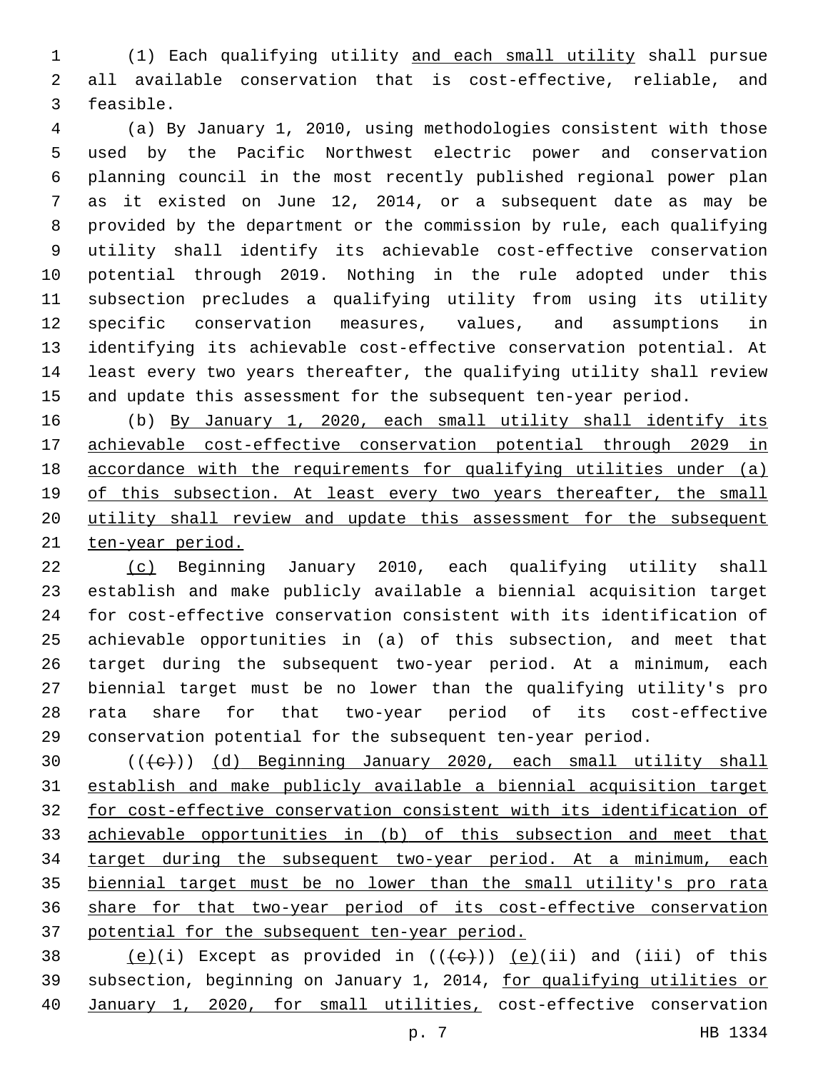(1) Each qualifying utility <u>and each small utility</u> shall pursue all available conservation that is cost-effective, reliable, and feasible.

(a) By January 1, 2010, using methodologies consistent with those used by the Pacific Northwest electric power and conservation planning council in the most recently published regional power plan as it existed on June 12, 2014, or a subsequent date as may be provided by the department or the commission by rule, each qualifying utility shall identify its achievable cost-effective conservation potential through 2019. Nothing in the rule adopted under this subsection precludes a qualifying utility from using its utility specific conservation measures, values, and assumptions in identifying its achievable cost-effective conservation potential. At least every two years thereafter, the qualifying utility shall review and update this assessment for the subsequent ten-year period.

(b) <u>By January 1, 2020, each small utility shall identify its achievable cost-effective conservation potential through 2029 in accordance with the requirements for qualifying utilities under (a) of this subsection. At least every two years thereafter, the small utility shall review and update this assessment for the subsequent ten-year period.</u>

<u>(c)</u> Beginning January 2010, each qualifying utility shall establish and make publicly available a biennial acquisition target for cost-effective conservation consistent with its identification of achievable opportunities in (a) of this subsection, and meet that target during the subsequent two-year period. At a minimum, each biennial target must be no lower than the qualifying utility's pro rata share for that two-year period of its cost-effective conservation potential for the subsequent ten-year period.

((~~(c)~~)) <u>(d) Beginning January 2020, each small utility shall establish and make publicly available a biennial acquisition target for cost-effective conservation consistent with its identification of achievable opportunities in (b) of this subsection and meet that target during the subsequent two-year period. At a minimum, each biennial target must be no lower than the small utility's pro rata share for that two-year period of its cost-effective conservation potential for the subsequent ten-year period.</u>

<u>(e)</u>(i) Except as provided in ((~~(c)~~)) <u>(e)</u>(ii) and (iii) of this subsection, beginning on January 1, 2014, <u>for qualifying utilities or January 1, 2020, for small utilities,</u> cost-effective conservation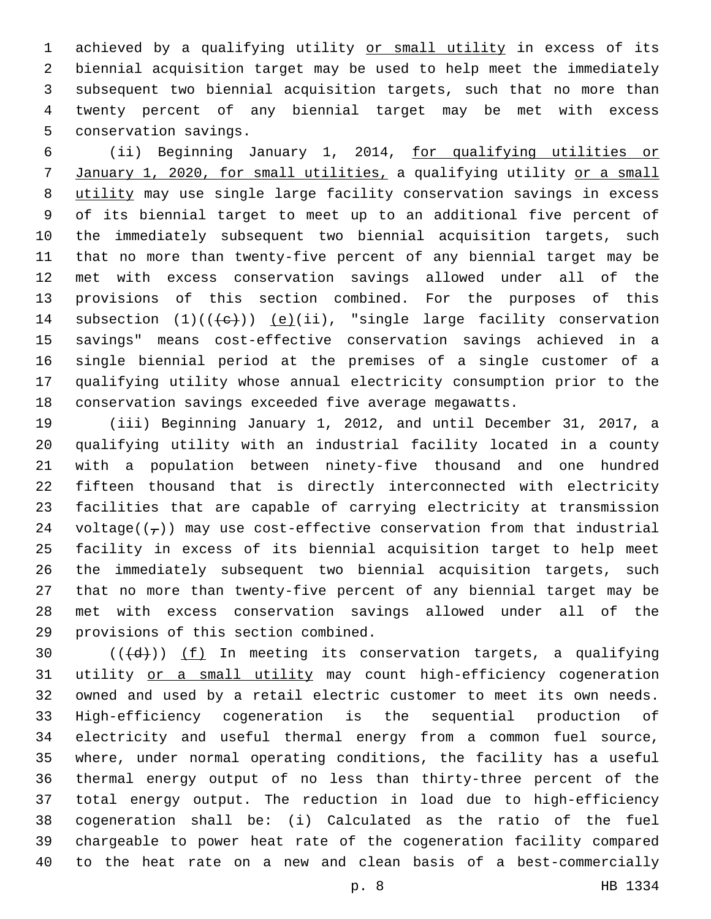achieved by a qualifying utility or small utility in excess of its biennial acquisition target may be used to help meet the immediately subsequent two biennial acquisition targets, such that no more than twenty percent of any biennial target may be met with excess conservation savings.

(ii) Beginning January 1, 2014, for qualifying utilities or January 1, 2020, for small utilities, a qualifying utility or a small utility may use single large facility conservation savings in excess of its biennial target to meet up to an additional five percent of the immediately subsequent two biennial acquisition targets, such that no more than twenty-five percent of any biennial target may be met with excess conservation savings allowed under all of the provisions of this section combined. For the purposes of this subsection (1)(((c))) (e)(ii), "single large facility conservation savings" means cost-effective conservation savings achieved in a single biennial period at the premises of a single customer of a qualifying utility whose annual electricity consumption prior to the conservation savings exceeded five average megawatts.

(iii) Beginning January 1, 2012, and until December 31, 2017, a qualifying utility with an industrial facility located in a county with a population between ninety-five thousand and one hundred fifteen thousand that is directly interconnected with electricity facilities that are capable of carrying electricity at transmission voltage((,)) may use cost-effective conservation from that industrial facility in excess of its biennial acquisition target to help meet the immediately subsequent two biennial acquisition targets, such that no more than twenty-five percent of any biennial target may be met with excess conservation savings allowed under all of the provisions of this section combined.

(((d))) (f) In meeting its conservation targets, a qualifying utility or a small utility may count high-efficiency cogeneration owned and used by a retail electric customer to meet its own needs. High-efficiency cogeneration is the sequential production of electricity and useful thermal energy from a common fuel source, where, under normal operating conditions, the facility has a useful thermal energy output of no less than thirty-three percent of the total energy output. The reduction in load due to high-efficiency cogeneration shall be: (i) Calculated as the ratio of the fuel chargeable to power heat rate of the cogeneration facility compared to the heat rate on a new and clean basis of a best-commercially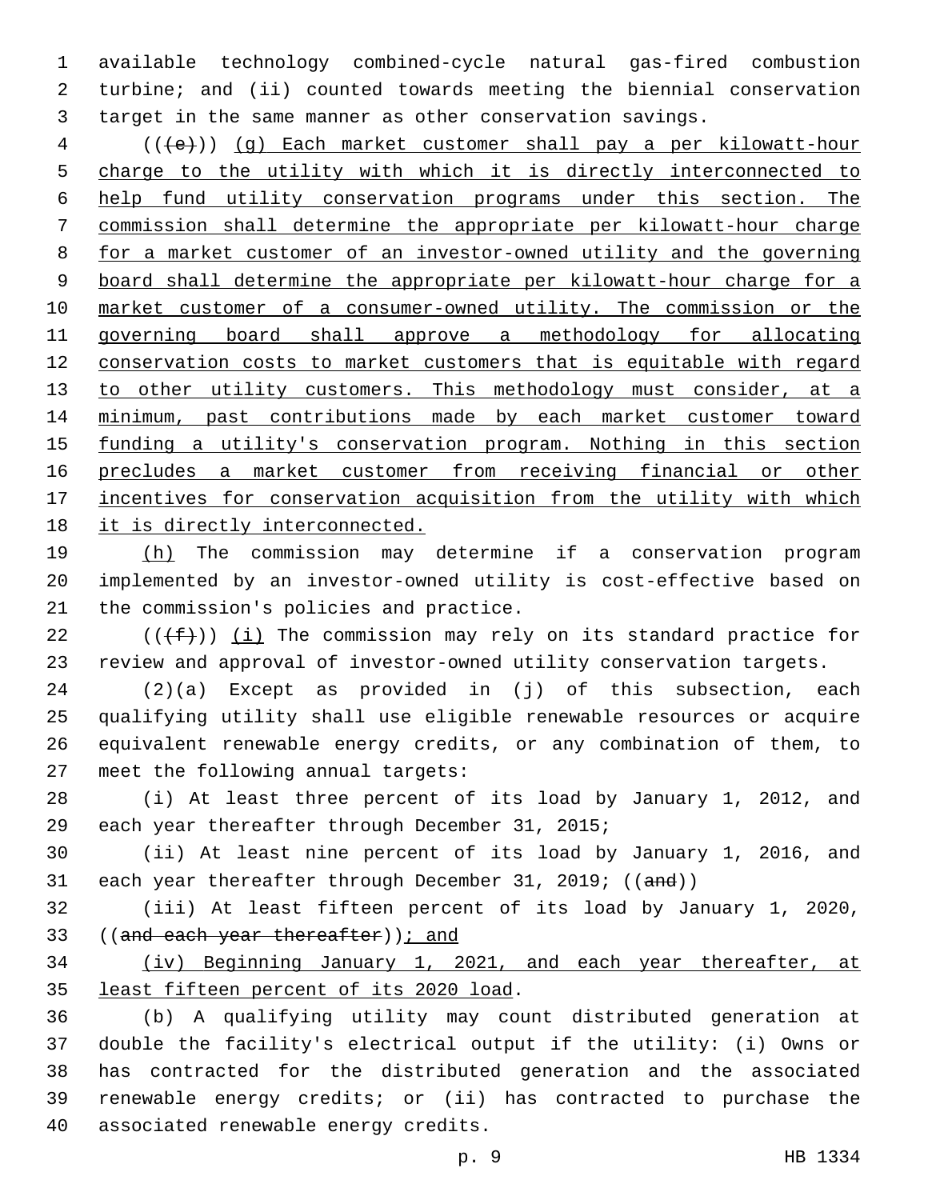available technology combined-cycle natural gas-fired combustion turbine; and (ii) counted towards meeting the biennial conservation target in the same manner as other conservation savings.

(((e))) <u>(g) Each market customer shall pay a per kilowatt-hour charge to the utility with which it is directly interconnected to help fund utility conservation programs under this section. The commission shall determine the appropriate per kilowatt-hour charge for a market customer of an investor-owned utility and the governing board shall determine the appropriate per kilowatt-hour charge for a market customer of a consumer-owned utility. The commission or the governing board shall approve a methodology for allocating conservation costs to market customers that is equitable with regard to other utility customers. This methodology must consider, at a minimum, past contributions made by each market customer toward funding a utility's conservation program. Nothing in this section precludes a market customer from receiving financial or other incentives for conservation acquisition from the utility with which it is directly interconnected.</u>

<u>(h)</u> The commission may determine if a conservation program implemented by an investor-owned utility is cost-effective based on the commission's policies and practice.

(((f))) <u>(i)</u> The commission may rely on its standard practice for review and approval of investor-owned utility conservation targets.

(2)(a) Except as provided in (j) of this subsection, each qualifying utility shall use eligible renewable resources or acquire equivalent renewable energy credits, or any combination of them, to meet the following annual targets:

(i) At least three percent of its load by January 1, 2012, and each year thereafter through December 31, 2015;

(ii) At least nine percent of its load by January 1, 2016, and each year thereafter through December 31, 2019; ((~~and~~))

(iii) At least fifteen percent of its load by January 1, 2020, ((~~and each year thereafter~~))<u>; and</u>

<u>(iv) Beginning January 1, 2021, and each year thereafter, at least fifteen percent of its 2020 load</u>.

(b) A qualifying utility may count distributed generation at double the facility's electrical output if the utility: (i) Owns or has contracted for the distributed generation and the associated renewable energy credits; or (ii) has contracted to purchase the associated renewable energy credits.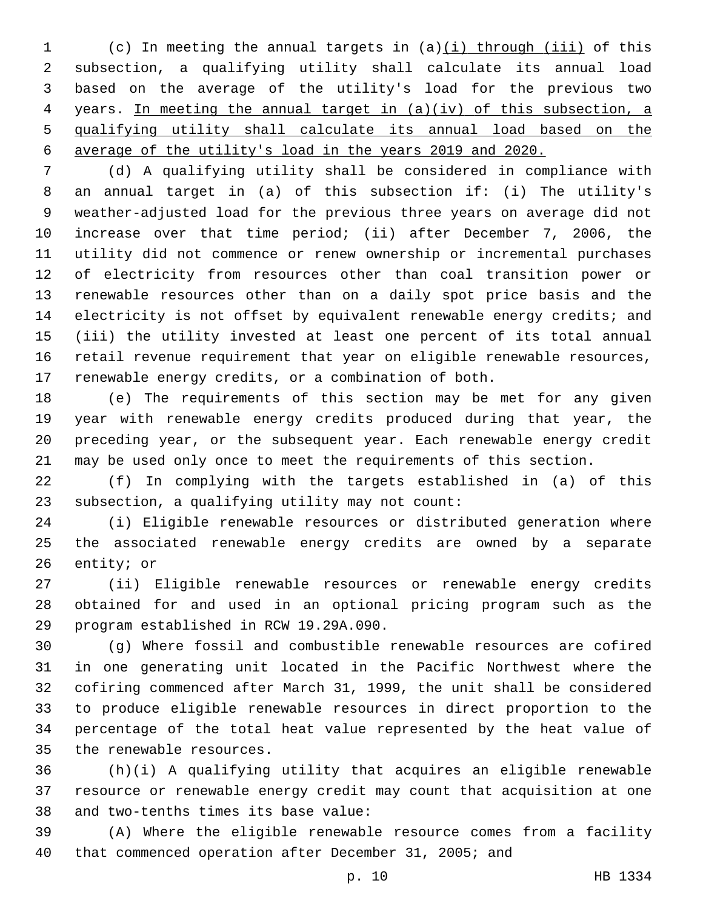(c) In meeting the annual targets in (a)(i) through (iii) of this subsection, a qualifying utility shall calculate its annual load based on the average of the utility's load for the previous two years. In meeting the annual target in (a)(iv) of this subsection, a qualifying utility shall calculate its annual load based on the average of the utility's load in the years 2019 and 2020.

(d) A qualifying utility shall be considered in compliance with an annual target in (a) of this subsection if: (i) The utility's weather-adjusted load for the previous three years on average did not increase over that time period; (ii) after December 7, 2006, the utility did not commence or renew ownership or incremental purchases of electricity from resources other than coal transition power or renewable resources other than on a daily spot price basis and the electricity is not offset by equivalent renewable energy credits; and (iii) the utility invested at least one percent of its total annual retail revenue requirement that year on eligible renewable resources, renewable energy credits, or a combination of both.

(e) The requirements of this section may be met for any given year with renewable energy credits produced during that year, the preceding year, or the subsequent year. Each renewable energy credit may be used only once to meet the requirements of this section.

(f) In complying with the targets established in (a) of this subsection, a qualifying utility may not count:

(i) Eligible renewable resources or distributed generation where the associated renewable energy credits are owned by a separate entity; or

(ii) Eligible renewable resources or renewable energy credits obtained for and used in an optional pricing program such as the program established in RCW 19.29A.090.

(g) Where fossil and combustible renewable resources are cofired in one generating unit located in the Pacific Northwest where the cofiring commenced after March 31, 1999, the unit shall be considered to produce eligible renewable resources in direct proportion to the percentage of the total heat value represented by the heat value of the renewable resources.

(h)(i) A qualifying utility that acquires an eligible renewable resource or renewable energy credit may count that acquisition at one and two-tenths times its base value:

(A) Where the eligible renewable resource comes from a facility that commenced operation after December 31, 2005; and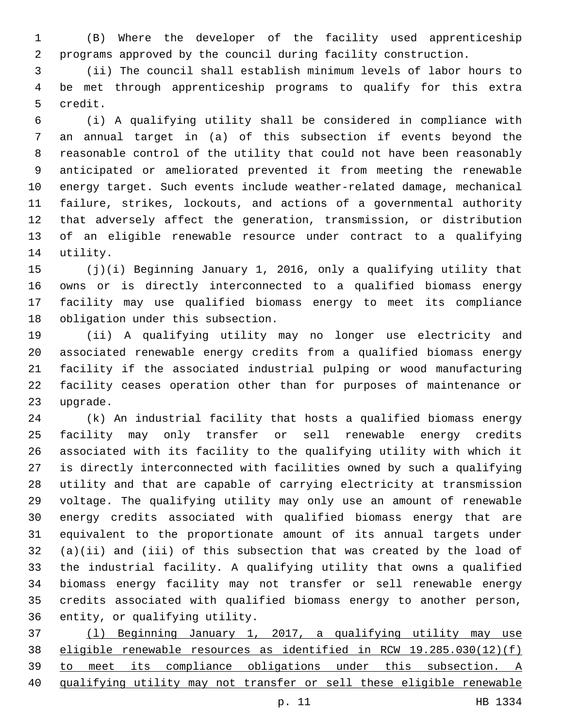(B) Where the developer of the facility used apprenticeship programs approved by the council during facility construction.

(ii) The council shall establish minimum levels of labor hours to be met through apprenticeship programs to qualify for this extra credit.

(i) A qualifying utility shall be considered in compliance with an annual target in (a) of this subsection if events beyond the reasonable control of the utility that could not have been reasonably anticipated or ameliorated prevented it from meeting the renewable energy target. Such events include weather-related damage, mechanical failure, strikes, lockouts, and actions of a governmental authority that adversely affect the generation, transmission, or distribution of an eligible renewable resource under contract to a qualifying utility.

(j)(i) Beginning January 1, 2016, only a qualifying utility that owns or is directly interconnected to a qualified biomass energy facility may use qualified biomass energy to meet its compliance obligation under this subsection.

(ii) A qualifying utility may no longer use electricity and associated renewable energy credits from a qualified biomass energy facility if the associated industrial pulping or wood manufacturing facility ceases operation other than for purposes of maintenance or upgrade.

(k) An industrial facility that hosts a qualified biomass energy facility may only transfer or sell renewable energy credits associated with its facility to the qualifying utility with which it is directly interconnected with facilities owned by such a qualifying utility and that are capable of carrying electricity at transmission voltage. The qualifying utility may only use an amount of renewable energy credits associated with qualified biomass energy that are equivalent to the proportionate amount of its annual targets under (a)(ii) and (iii) of this subsection that was created by the load of the industrial facility. A qualifying utility that owns a qualified biomass energy facility may not transfer or sell renewable energy credits associated with qualified biomass energy to another person, entity, or qualifying utility.

<u>(l) Beginning January 1, 2017, a qualifying utility may use eligible renewable resources as identified in RCW 19.285.030(12)(f) to meet its compliance obligations under this subsection. A qualifying utility may not transfer or sell these eligible renewable</u>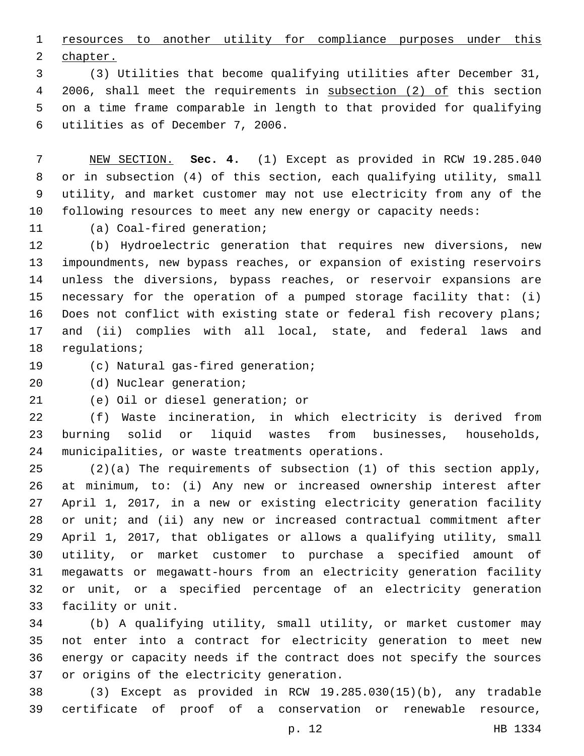resources to another utility for compliance purposes under this chapter.

(3) Utilities that become qualifying utilities after December 31, 2006, shall meet the requirements in subsection (2) of this section on a time frame comparable in length to that provided for qualifying utilities as of December 7, 2006.

NEW SECTION. **Sec. 4.** (1) Except as provided in RCW 19.285.040 or in subsection (4) of this section, each qualifying utility, small utility, and market customer may not use electricity from any of the following resources to meet any new energy or capacity needs:

(a) Coal-fired generation;

(b) Hydroelectric generation that requires new diversions, new impoundments, new bypass reaches, or expansion of existing reservoirs unless the diversions, bypass reaches, or reservoir expansions are necessary for the operation of a pumped storage facility that: (i) Does not conflict with existing state or federal fish recovery plans; and (ii) complies with all local, state, and federal laws and regulations;

(c) Natural gas-fired generation;

(d) Nuclear generation;

(e) Oil or diesel generation; or

(f) Waste incineration, in which electricity is derived from burning solid or liquid wastes from businesses, households, municipalities, or waste treatments operations.

(2)(a) The requirements of subsection (1) of this section apply, at minimum, to: (i) Any new or increased ownership interest after April 1, 2017, in a new or existing electricity generation facility or unit; and (ii) any new or increased contractual commitment after April 1, 2017, that obligates or allows a qualifying utility, small utility, or market customer to purchase a specified amount of megawatts or megawatt-hours from an electricity generation facility or unit, or a specified percentage of an electricity generation facility or unit.

(b) A qualifying utility, small utility, or market customer may not enter into a contract for electricity generation to meet new energy or capacity needs if the contract does not specify the sources or origins of the electricity generation.

(3) Except as provided in RCW 19.285.030(15)(b), any tradable certificate of proof of a conservation or renewable resource,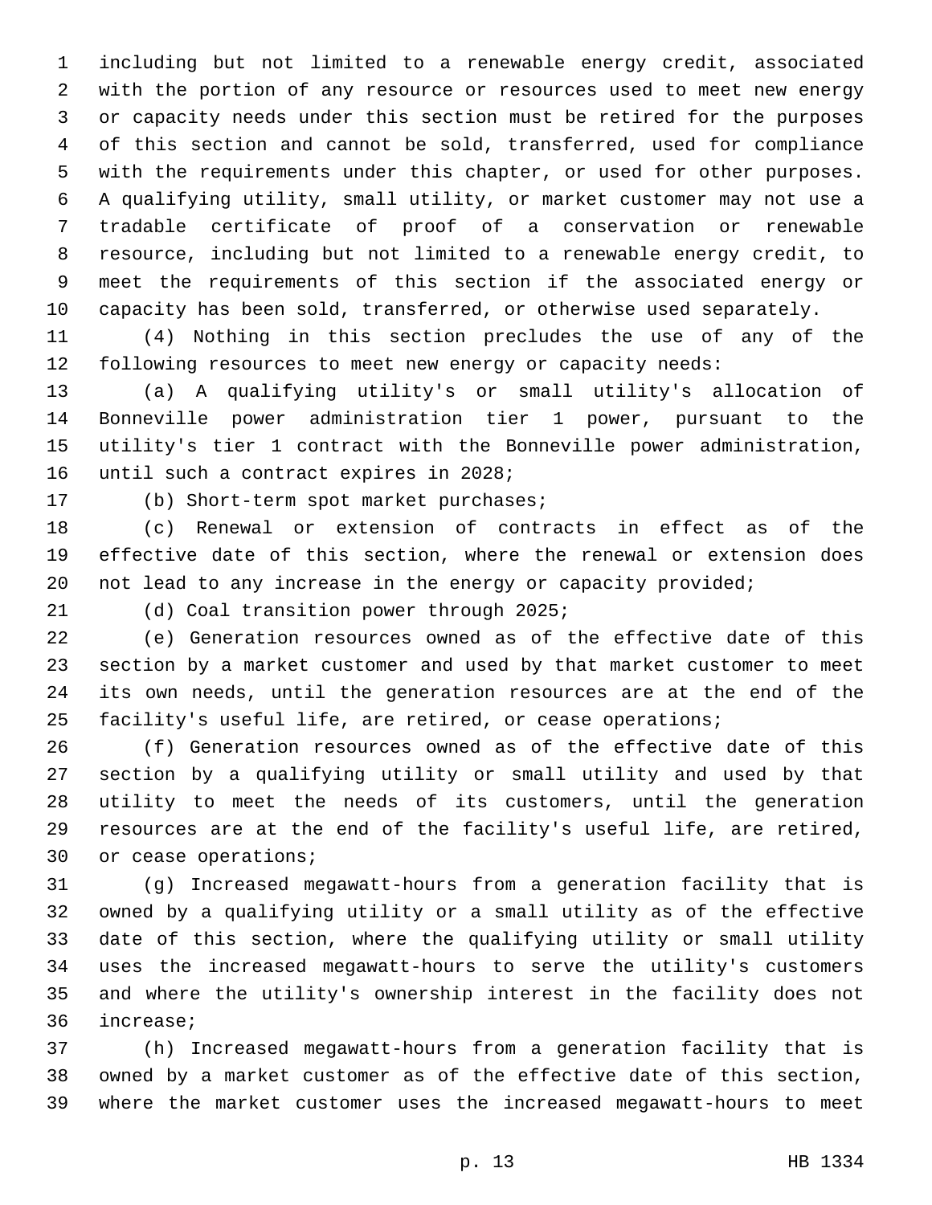including but not limited to a renewable energy credit, associated with the portion of any resource or resources used to meet new energy or capacity needs under this section must be retired for the purposes of this section and cannot be sold, transferred, used for compliance with the requirements under this chapter, or used for other purposes. A qualifying utility, small utility, or market customer may not use a tradable certificate of proof of a conservation or renewable resource, including but not limited to a renewable energy credit, to meet the requirements of this section if the associated energy or capacity has been sold, transferred, or otherwise used separately.

(4) Nothing in this section precludes the use of any of the following resources to meet new energy or capacity needs:

(a) A qualifying utility's or small utility's allocation of Bonneville power administration tier 1 power, pursuant to the utility's tier 1 contract with the Bonneville power administration, until such a contract expires in 2028;

(b) Short-term spot market purchases;

(c) Renewal or extension of contracts in effect as of the effective date of this section, where the renewal or extension does not lead to any increase in the energy or capacity provided;

(d) Coal transition power through 2025;

(e) Generation resources owned as of the effective date of this section by a market customer and used by that market customer to meet its own needs, until the generation resources are at the end of the facility's useful life, are retired, or cease operations;

(f) Generation resources owned as of the effective date of this section by a qualifying utility or small utility and used by that utility to meet the needs of its customers, until the generation resources are at the end of the facility's useful life, are retired, or cease operations;

(g) Increased megawatt-hours from a generation facility that is owned by a qualifying utility or a small utility as of the effective date of this section, where the qualifying utility or small utility uses the increased megawatt-hours to serve the utility's customers and where the utility's ownership interest in the facility does not increase;

(h) Increased megawatt-hours from a generation facility that is owned by a market customer as of the effective date of this section, where the market customer uses the increased megawatt-hours to meet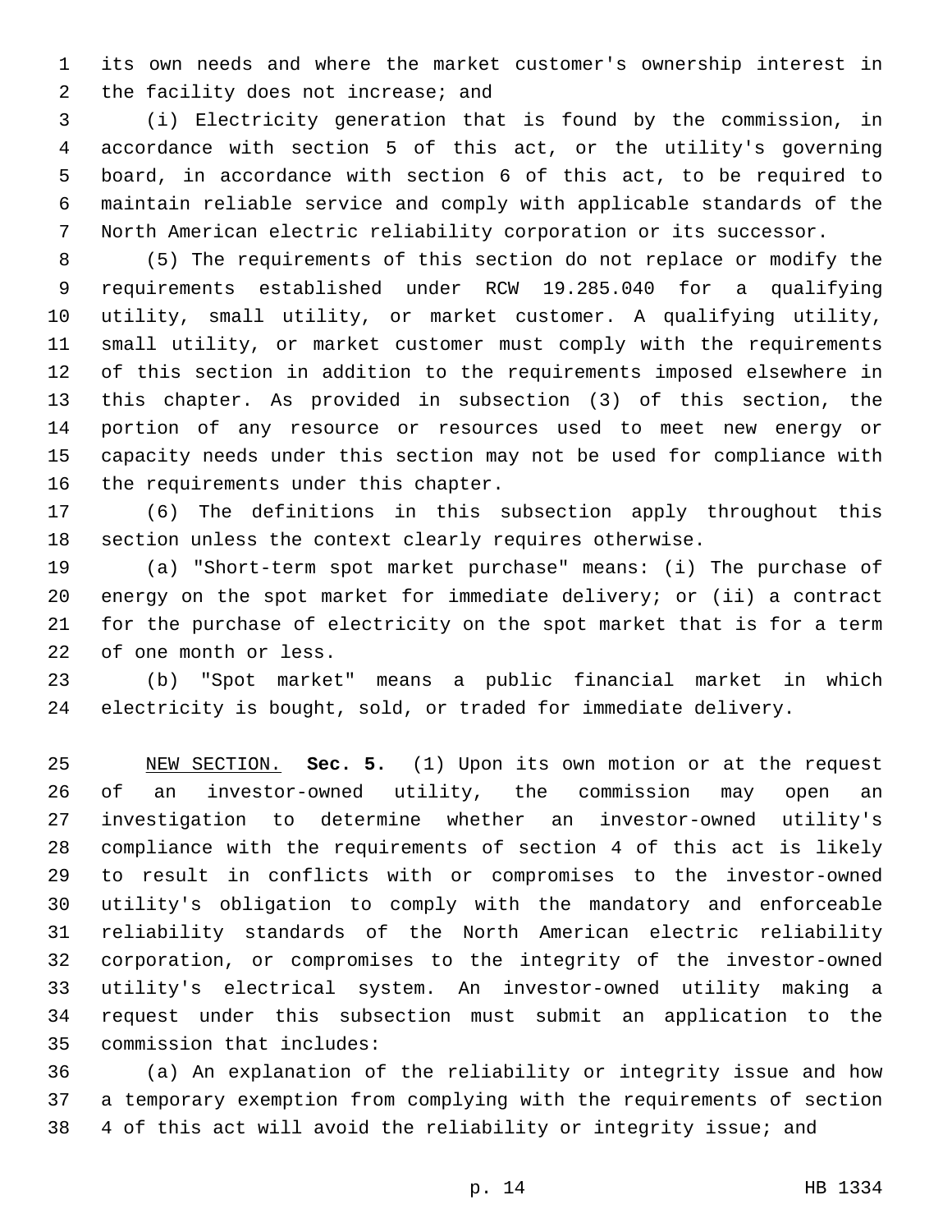its own needs and where the market customer's ownership interest in the facility does not increase; and

(i) Electricity generation that is found by the commission, in accordance with section 5 of this act, or the utility's governing board, in accordance with section 6 of this act, to be required to maintain reliable service and comply with applicable standards of the North American electric reliability corporation or its successor.

(5) The requirements of this section do not replace or modify the requirements established under RCW 19.285.040 for a qualifying utility, small utility, or market customer. A qualifying utility, small utility, or market customer must comply with the requirements of this section in addition to the requirements imposed elsewhere in this chapter. As provided in subsection (3) of this section, the portion of any resource or resources used to meet new energy or capacity needs under this section may not be used for compliance with the requirements under this chapter.

(6) The definitions in this subsection apply throughout this section unless the context clearly requires otherwise.

(a) "Short-term spot market purchase" means: (i) The purchase of energy on the spot market for immediate delivery; or (ii) a contract for the purchase of electricity on the spot market that is for a term of one month or less.

(b) "Spot market" means a public financial market in which electricity is bought, sold, or traded for immediate delivery.

NEW SECTION. **Sec. 5.** (1) Upon its own motion or at the request of an investor-owned utility, the commission may open an investigation to determine whether an investor-owned utility's compliance with the requirements of section 4 of this act is likely to result in conflicts with or compromises to the investor-owned utility's obligation to comply with the mandatory and enforceable reliability standards of the North American electric reliability corporation, or compromises to the integrity of the investor-owned utility's electrical system. An investor-owned utility making a request under this subsection must submit an application to the commission that includes:

(a) An explanation of the reliability or integrity issue and how a temporary exemption from complying with the requirements of section 4 of this act will avoid the reliability or integrity issue; and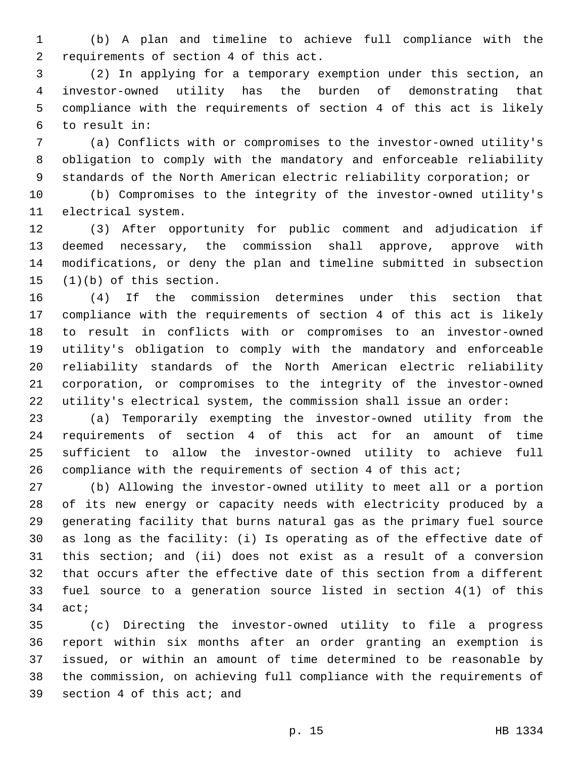(b) A plan and timeline to achieve full compliance with the requirements of section 4 of this act.

(2) In applying for a temporary exemption under this section, an investor-owned utility has the burden of demonstrating that compliance with the requirements of section 4 of this act is likely to result in:

(a) Conflicts with or compromises to the investor-owned utility's obligation to comply with the mandatory and enforceable reliability standards of the North American electric reliability corporation; or

(b) Compromises to the integrity of the investor-owned utility's electrical system.

(3) After opportunity for public comment and adjudication if deemed necessary, the commission shall approve, approve with modifications, or deny the plan and timeline submitted in subsection (1)(b) of this section.

(4) If the commission determines under this section that compliance with the requirements of section 4 of this act is likely to result in conflicts with or compromises to an investor-owned utility's obligation to comply with the mandatory and enforceable reliability standards of the North American electric reliability corporation, or compromises to the integrity of the investor-owned utility's electrical system, the commission shall issue an order:

(a) Temporarily exempting the investor-owned utility from the requirements of section 4 of this act for an amount of time sufficient to allow the investor-owned utility to achieve full compliance with the requirements of section 4 of this act;

(b) Allowing the investor-owned utility to meet all or a portion of its new energy or capacity needs with electricity produced by a generating facility that burns natural gas as the primary fuel source as long as the facility: (i) Is operating as of the effective date of this section; and (ii) does not exist as a result of a conversion that occurs after the effective date of this section from a different fuel source to a generation source listed in section 4(1) of this act;

(c) Directing the investor-owned utility to file a progress report within six months after an order granting an exemption is issued, or within an amount of time determined to be reasonable by the commission, on achieving full compliance with the requirements of section 4 of this act; and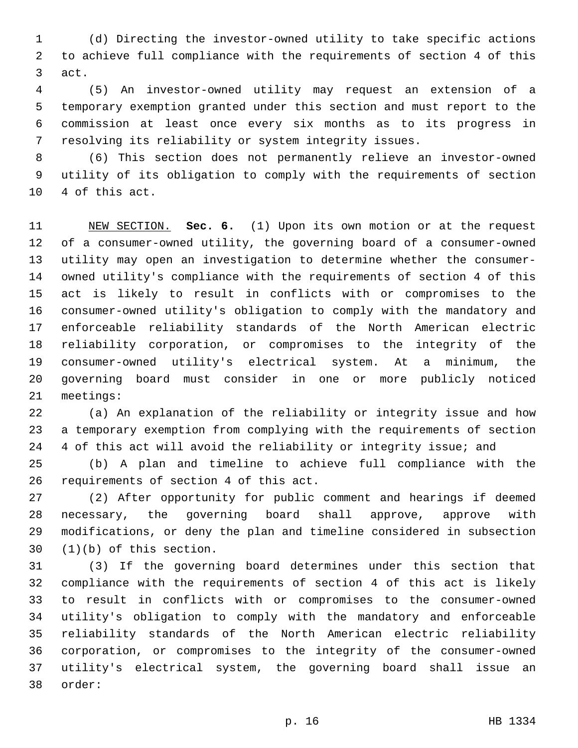(d) Directing the investor-owned utility to take specific actions to achieve full compliance with the requirements of section 4 of this act.

(5) An investor-owned utility may request an extension of a temporary exemption granted under this section and must report to the commission at least once every six months as to its progress in resolving its reliability or system integrity issues.

(6) This section does not permanently relieve an investor-owned utility of its obligation to comply with the requirements of section 4 of this act.

NEW SECTION. **Sec. 6.** (1) Upon its own motion or at the request of a consumer-owned utility, the governing board of a consumer-owned utility may open an investigation to determine whether the consumer-owned utility's compliance with the requirements of section 4 of this act is likely to result in conflicts with or compromises to the consumer-owned utility's obligation to comply with the mandatory and enforceable reliability standards of the North American electric reliability corporation, or compromises to the integrity of the consumer-owned utility's electrical system. At a minimum, the governing board must consider in one or more publicly noticed meetings:

(a) An explanation of the reliability or integrity issue and how a temporary exemption from complying with the requirements of section 4 of this act will avoid the reliability or integrity issue; and

(b) A plan and timeline to achieve full compliance with the requirements of section 4 of this act.

(2) After opportunity for public comment and hearings if deemed necessary, the governing board shall approve, approve with modifications, or deny the plan and timeline considered in subsection (1)(b) of this section.

(3) If the governing board determines under this section that compliance with the requirements of section 4 of this act is likely to result in conflicts with or compromises to the consumer-owned utility's obligation to comply with the mandatory and enforceable reliability standards of the North American electric reliability corporation, or compromises to the integrity of the consumer-owned utility's electrical system, the governing board shall issue an order: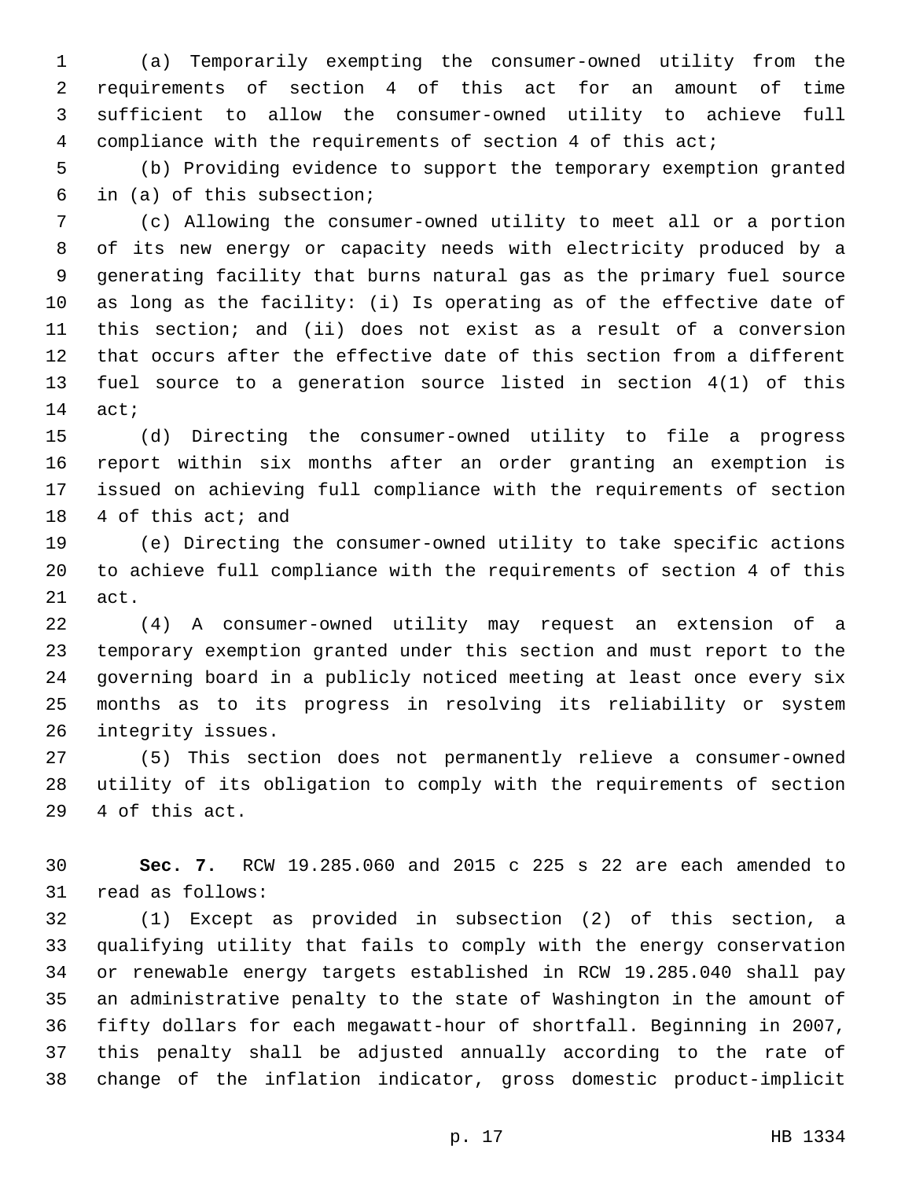(a) Temporarily exempting the consumer-owned utility from the requirements of section 4 of this act for an amount of time sufficient to allow the consumer-owned utility to achieve full compliance with the requirements of section 4 of this act;

(b) Providing evidence to support the temporary exemption granted in (a) of this subsection;

(c) Allowing the consumer-owned utility to meet all or a portion of its new energy or capacity needs with electricity produced by a generating facility that burns natural gas as the primary fuel source as long as the facility: (i) Is operating as of the effective date of this section; and (ii) does not exist as a result of a conversion that occurs after the effective date of this section from a different fuel source to a generation source listed in section 4(1) of this act;

(d) Directing the consumer-owned utility to file a progress report within six months after an order granting an exemption is issued on achieving full compliance with the requirements of section 4 of this act; and

(e) Directing the consumer-owned utility to take specific actions to achieve full compliance with the requirements of section 4 of this act.

(4) A consumer-owned utility may request an extension of a temporary exemption granted under this section and must report to the governing board in a publicly noticed meeting at least once every six months as to its progress in resolving its reliability or system integrity issues.

(5) This section does not permanently relieve a consumer-owned utility of its obligation to comply with the requirements of section 4 of this act.

**Sec. 7.** RCW 19.285.060 and 2015 c 225 s 22 are each amended to read as follows:

(1) Except as provided in subsection (2) of this section, a qualifying utility that fails to comply with the energy conservation or renewable energy targets established in RCW 19.285.040 shall pay an administrative penalty to the state of Washington in the amount of fifty dollars for each megawatt-hour of shortfall. Beginning in 2007, this penalty shall be adjusted annually according to the rate of change of the inflation indicator, gross domestic product-implicit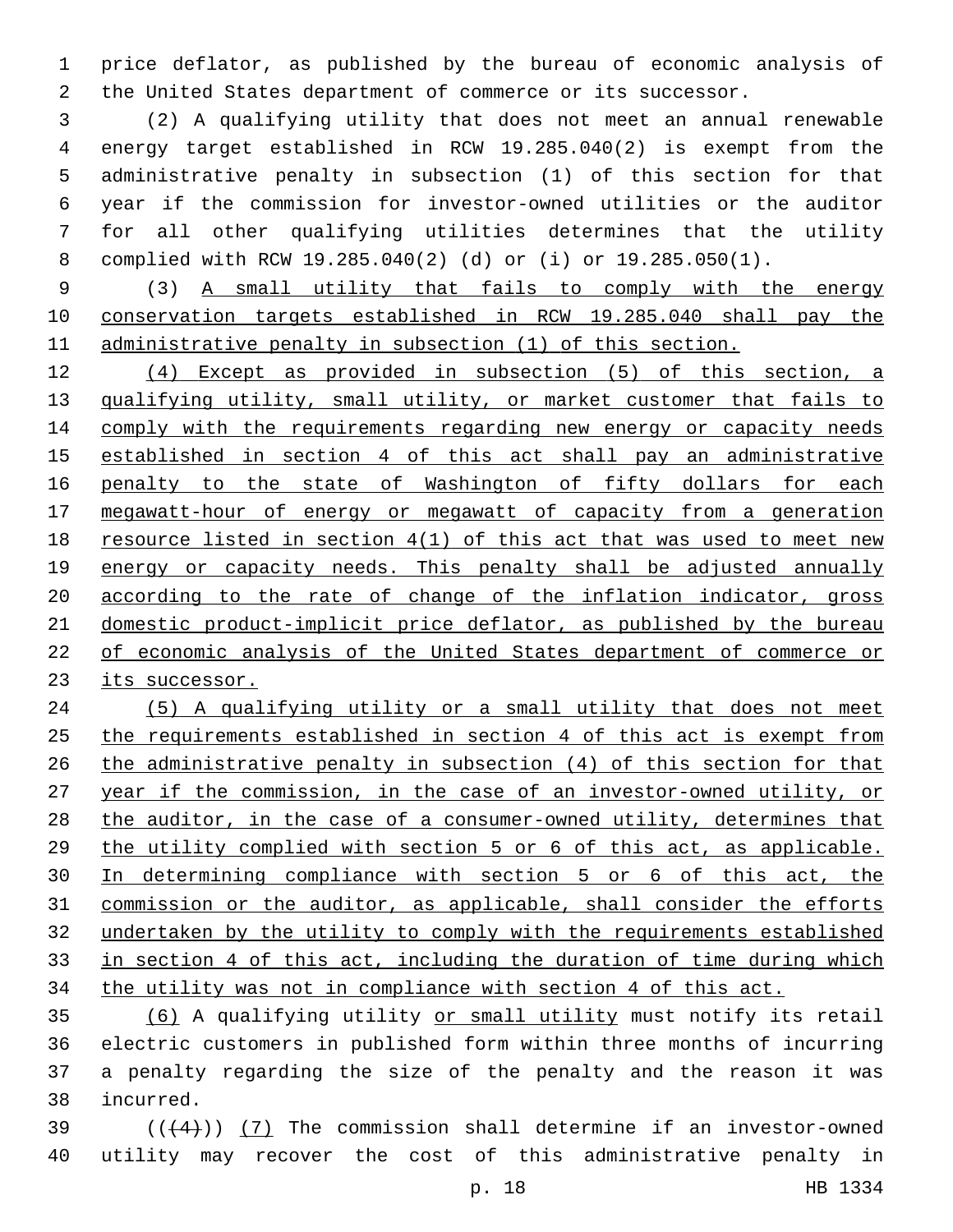price deflator, as published by the bureau of economic analysis of the United States department of commerce or its successor.

(2) A qualifying utility that does not meet an annual renewable energy target established in RCW 19.285.040(2) is exempt from the administrative penalty in subsection (1) of this section for that year if the commission for investor-owned utilities or the auditor for all other qualifying utilities determines that the utility complied with RCW 19.285.040(2) (d) or (i) or 19.285.050(1).

(3) <u>A small utility that fails to comply with the energy conservation targets established in RCW 19.285.040 shall pay the administrative penalty in subsection (1) of this section.</u>

<u>(4) Except as provided in subsection (5) of this section, a qualifying utility, small utility, or market customer that fails to comply with the requirements regarding new energy or capacity needs established in section 4 of this act shall pay an administrative penalty to the state of Washington of fifty dollars for each megawatt-hour of energy or megawatt of capacity from a generation resource listed in section 4(1) of this act that was used to meet new energy or capacity needs. This penalty shall be adjusted annually according to the rate of change of the inflation indicator, gross domestic product-implicit price deflator, as published by the bureau of economic analysis of the United States department of commerce or its successor.</u>

<u>(5) A qualifying utility or a small utility that does not meet the requirements established in section 4 of this act is exempt from the administrative penalty in subsection (4) of this section for that year if the commission, in the case of an investor-owned utility, or the auditor, in the case of a consumer-owned utility, determines that the utility complied with section 5 or 6 of this act, as applicable. In determining compliance with section 5 or 6 of this act, the commission or the auditor, as applicable, shall consider the efforts undertaken by the utility to comply with the requirements established in section 4 of this act, including the duration of time during which the utility was not in compliance with section 4 of this act.</u>

<u>(6)</u> A qualifying utility <u>or small utility</u> must notify its retail electric customers in published form within three months of incurring a penalty regarding the size of the penalty and the reason it was incurred.

~~((4))~~ <u>(7)</u> The commission shall determine if an investor-owned utility may recover the cost of this administrative penalty in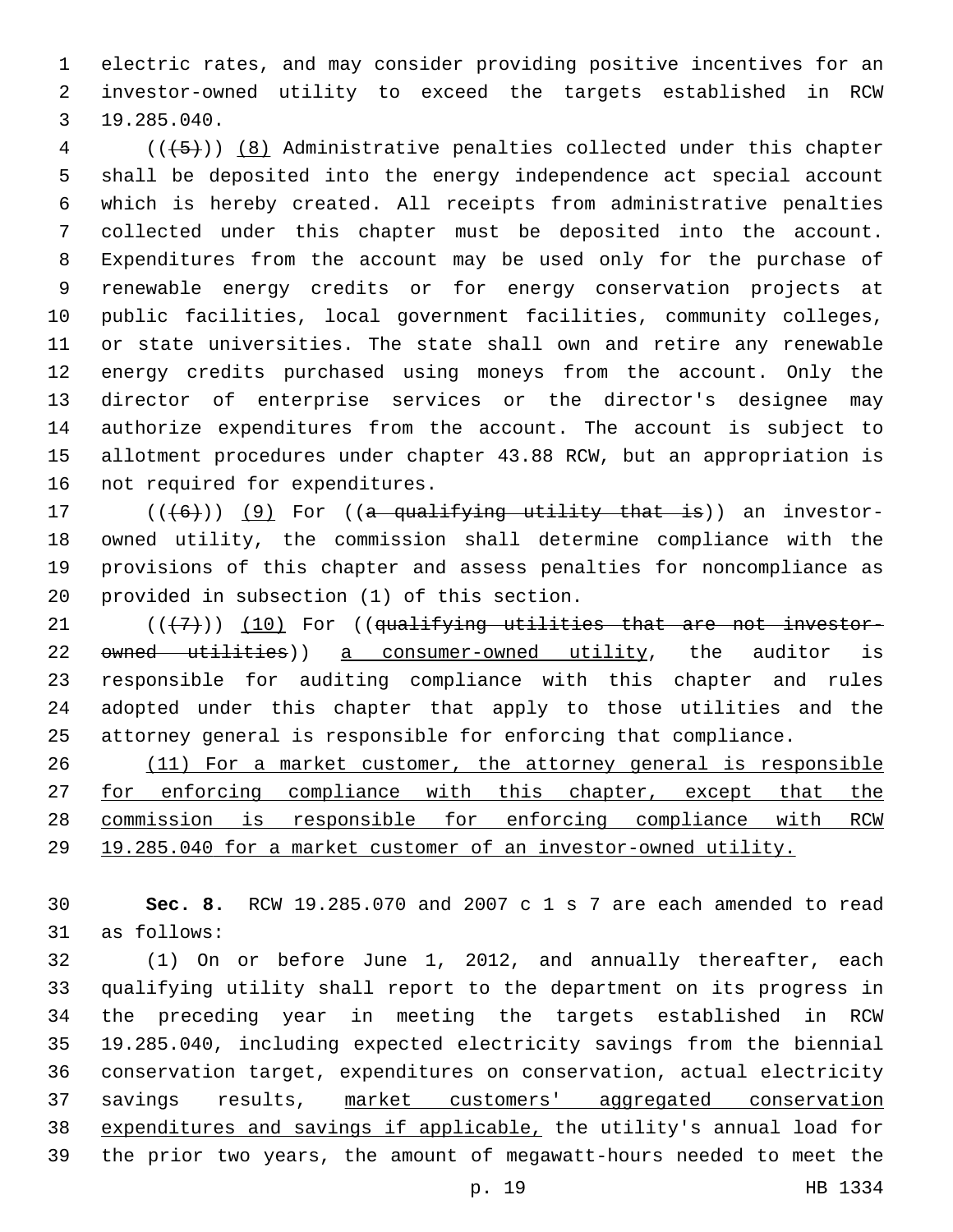electric rates, and may consider providing positive incentives for an investor-owned utility to exceed the targets established in RCW 19.285.040.

((~~(5)~~)) <u>(8)</u> Administrative penalties collected under this chapter shall be deposited into the energy independence act special account which is hereby created. All receipts from administrative penalties collected under this chapter must be deposited into the account. Expenditures from the account may be used only for the purchase of renewable energy credits or for energy conservation projects at public facilities, local government facilities, community colleges, or state universities. The state shall own and retire any renewable energy credits purchased using moneys from the account. Only the director of enterprise services or the director's designee may authorize expenditures from the account. The account is subject to allotment procedures under chapter 43.88 RCW, but an appropriation is not required for expenditures.

((~~(6)~~)) <u>(9)</u> For ((~~a qualifying utility that is~~)) an investor-owned utility, the commission shall determine compliance with the provisions of this chapter and assess penalties for noncompliance as provided in subsection (1) of this section.

((~~(7)~~)) <u>(10)</u> For ((~~qualifying utilities that are not investor-owned utilities~~)) <u>a consumer-owned utility</u>, the auditor is responsible for auditing compliance with this chapter and rules adopted under this chapter that apply to those utilities and the attorney general is responsible for enforcing that compliance.

<u>(11) For a market customer, the attorney general is responsible for enforcing compliance with this chapter, except that the commission is responsible for enforcing compliance with RCW 19.285.040 for a market customer of an investor-owned utility.</u>

**Sec. 8.** RCW 19.285.070 and 2007 c 1 s 7 are each amended to read as follows:

(1) On or before June 1, 2012, and annually thereafter, each qualifying utility shall report to the department on its progress in the preceding year in meeting the targets established in RCW 19.285.040, including expected electricity savings from the biennial conservation target, expenditures on conservation, actual electricity savings results, <u>market customers' aggregated conservation expenditures and savings if applicable,</u> the utility's annual load for the prior two years, the amount of megawatt-hours needed to meet the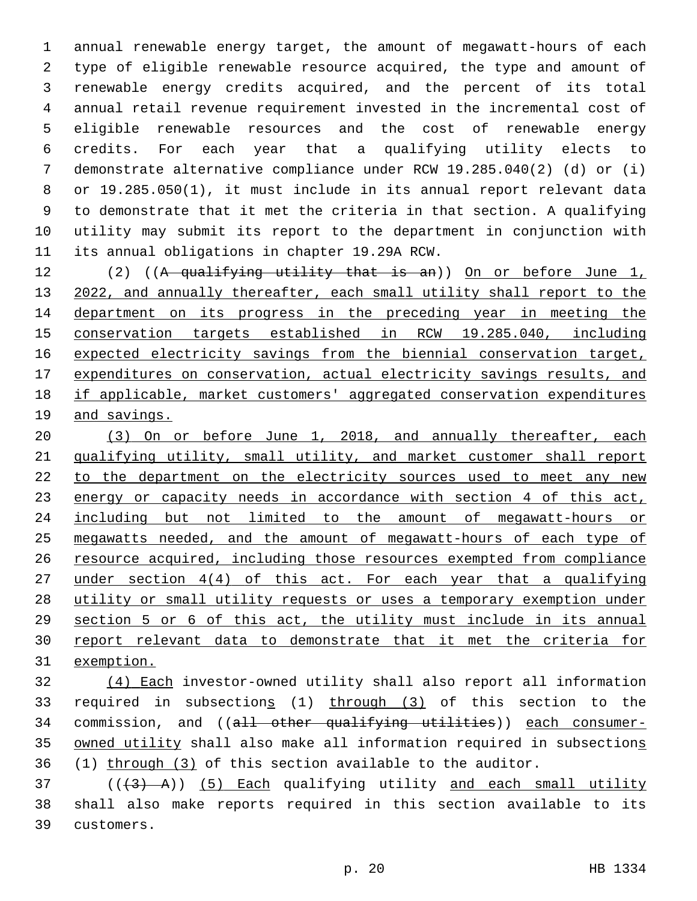annual renewable energy target, the amount of megawatt-hours of each type of eligible renewable resource acquired, the type and amount of renewable energy credits acquired, and the percent of its total annual retail revenue requirement invested in the incremental cost of eligible renewable resources and the cost of renewable energy credits. For each year that a qualifying utility elects to demonstrate alternative compliance under RCW 19.285.040(2) (d) or (i) or 19.285.050(1), it must include in its annual report relevant data to demonstrate that it met the criteria in that section. A qualifying utility may submit its report to the department in conjunction with its annual obligations in chapter 19.29A RCW.

(2) ((~~A qualifying utility that is an~~)) <u>On or before June 1, 2022, and annually thereafter, each small utility shall report to the department on its progress in the preceding year in meeting the conservation targets established in RCW 19.285.040, including expected electricity savings from the biennial conservation target, expenditures on conservation, actual electricity savings results, and if applicable, market customers' aggregated conservation expenditures and savings.</u>

<u>(3) On or before June 1, 2018, and annually thereafter, each qualifying utility, small utility, and market customer shall report to the department on the electricity sources used to meet any new energy or capacity needs in accordance with section 4 of this act, including but not limited to the amount of megawatt-hours or megawatts needed, and the amount of megawatt-hours of each type of resource acquired, including those resources exempted from compliance under section 4(4) of this act. For each year that a qualifying utility or small utility requests or uses a temporary exemption under section 5 or 6 of this act, the utility must include in its annual report relevant data to demonstrate that it met the criteria for exemption.</u>

<u>(4) Each</u> investor-owned utility shall also report all information required in subsection<u>s</u> (1) <u>through (3)</u> of this section to the commission, and ((~~all other qualifying utilities~~)) <u>each consumer-owned utility</u> shall also make all information required in subsection<u>s</u> (1) <u>through (3)</u> of this section available to the auditor.

((~~(3) A~~)) <u>(5) Each</u> qualifying utility <u>and each small utility</u> shall also make reports required in this section available to its customers.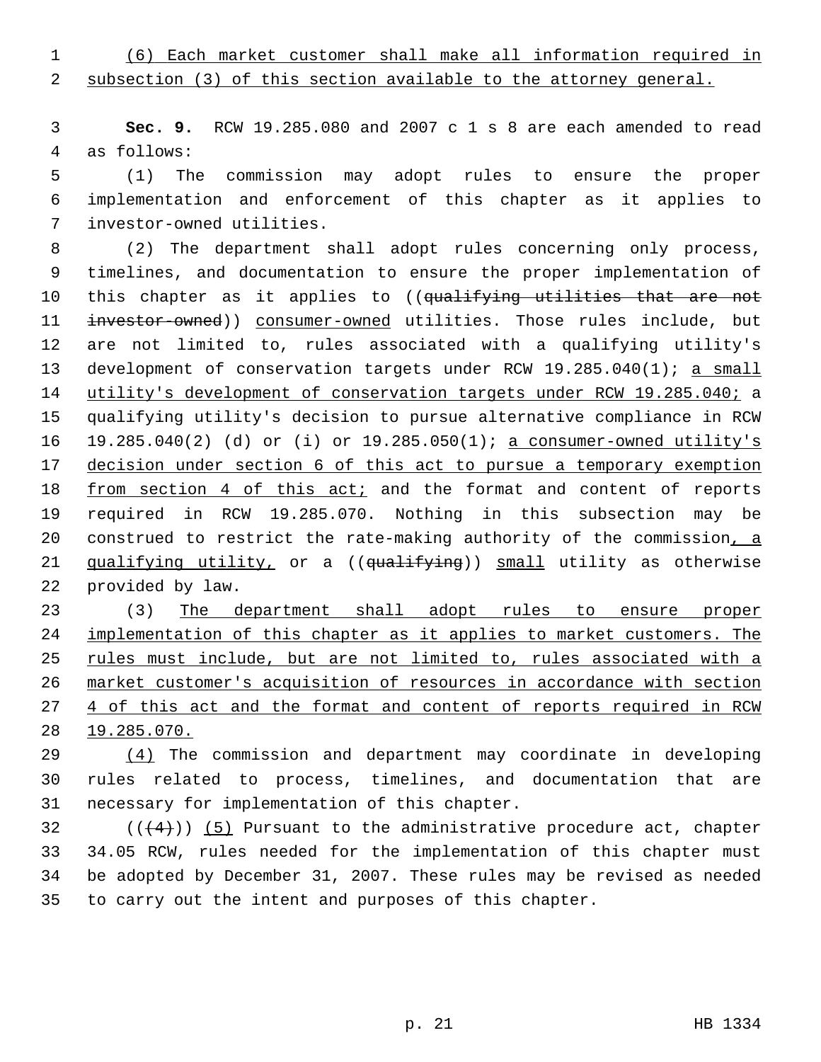(6) Each market customer shall make all information required in subsection (3) of this section available to the attorney general.

**Sec. 9.** RCW 19.285.080 and 2007 c 1 s 8 are each amended to read as follows:

(1) The commission may adopt rules to ensure the proper implementation and enforcement of this chapter as it applies to investor-owned utilities.

(2) The department shall adopt rules concerning only process, timelines, and documentation to ensure the proper implementation of this chapter as it applies to ((~~qualifying utilities that are not investor-owned~~)) consumer-owned utilities. Those rules include, but are not limited to, rules associated with a qualifying utility's development of conservation targets under RCW 19.285.040(1); a small utility's development of conservation targets under RCW 19.285.040; a qualifying utility's decision to pursue alternative compliance in RCW 19.285.040(2) (d) or (i) or 19.285.050(1); a consumer-owned utility's decision under section 6 of this act to pursue a temporary exemption from section 4 of this act; and the format and content of reports required in RCW 19.285.070. Nothing in this subsection may be construed to restrict the rate-making authority of the commission, a qualifying utility, or a ((~~qualifying~~)) small utility as otherwise provided by law.

(3) The department shall adopt rules to ensure proper implementation of this chapter as it applies to market customers. The rules must include, but are not limited to, rules associated with a market customer's acquisition of resources in accordance with section 4 of this act and the format and content of reports required in RCW 19.285.070.

(4) The commission and department may coordinate in developing rules related to process, timelines, and documentation that are necessary for implementation of this chapter.

((~~(4)~~)) (5) Pursuant to the administrative procedure act, chapter 34.05 RCW, rules needed for the implementation of this chapter must be adopted by December 31, 2007. These rules may be revised as needed to carry out the intent and purposes of this chapter.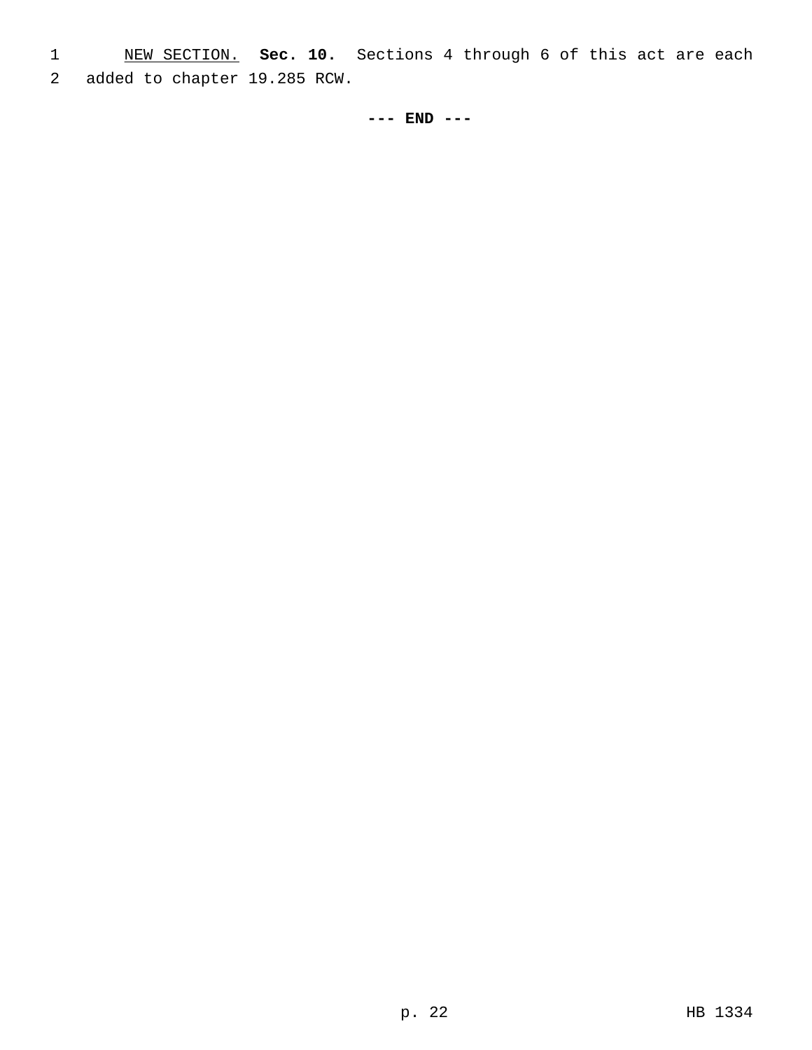<u>NEW SECTION.</u> **Sec. 10.** Sections 4 through 6 of this act are each added to chapter 19.285 RCW.

**--- END ---**